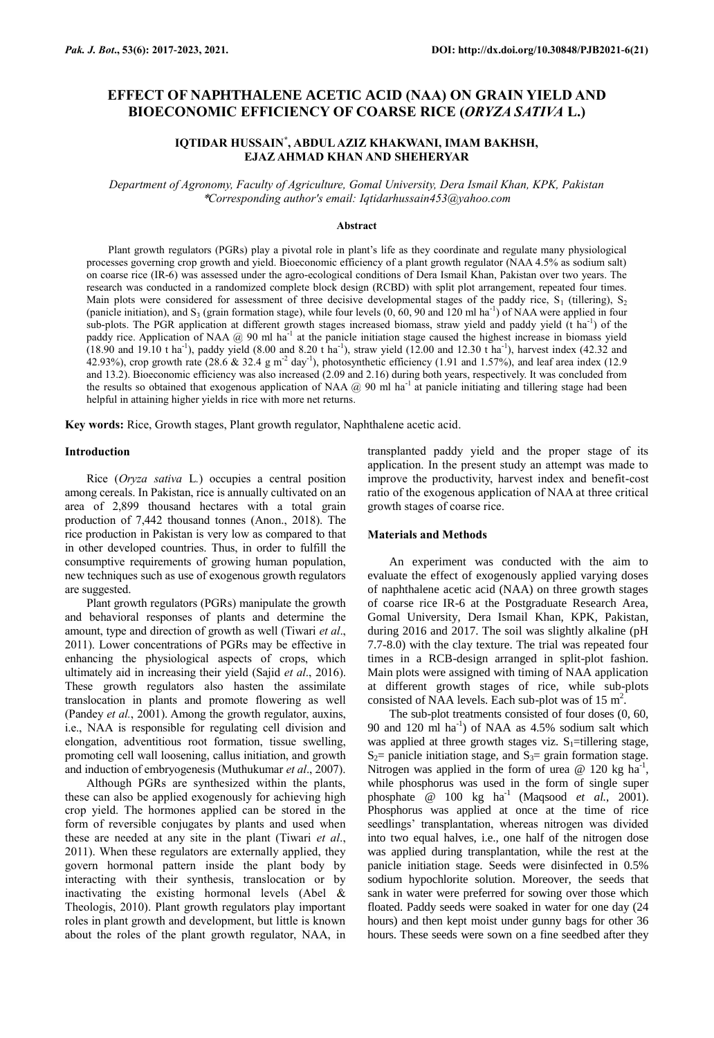# EFFECT OF NAPHTHALENE ACETIC ACID (NAA) ON GRAIN YIELD AND BIOECONOMIC EFFICIENCY OF COARSE RICE (*ORYZA SATIVA* L.)

**IQTIDAR HUSSAIN\*, ABDUL AZIZ KHAKWANI, IMAM BAKHSH, EJAZ AHMAD KHAN AND SHEHERYAR**

*Department of Agronomy, Faculty of Agriculture, Gomal University, Dera Ismail Khan, KPK, Pakistan*
*\*Corresponding author's email: Iqtidarhussain453@yahoo.com*

### Abstract

Plant growth regulators (PGRs) play a pivotal role in plant's life as they coordinate and regulate many physiological processes governing crop growth and yield. Bioeconomic efficiency of a plant growth regulator (NAA 4.5% as sodium salt) on coarse rice (IR-6) was assessed under the agro-ecological conditions of Dera Ismail Khan, Pakistan over two years. The research was conducted in a randomized complete block design (RCBD) with split plot arrangement, repeated four times. Main plots were considered for assessment of three decisive developmental stages of the paddy rice, $S_1$ (tillering), $S_2$ (panicle initiation), and $S_3$ (grain formation stage), while four levels (0, 60, 90 and 120 ml ha$^{-1}$) of NAA were applied in four sub-plots. The PGR application at different growth stages increased biomass, straw yield and paddy yield (t ha$^{-1}$) of the paddy rice. Application of NAA @ 90 ml ha$^{-1}$ at the panicle initiation stage caused the highest increase in biomass yield (18.90 and 19.10 t ha$^{-1}$), paddy yield (8.00 and 8.20 t ha$^{-1}$), straw yield (12.00 and 12.30 t ha$^{-1}$), harvest index (42.32 and 42.93%), crop growth rate (28.6 & 32.4 g m$^{-2}$ day$^{-1}$), photosynthetic efficiency (1.91 and 1.57%), and leaf area index (12.9 and 13.2). Bioeconomic efficiency was also increased (2.09 and 2.16) during both years, respectively. It was concluded from the results so obtained that exogenous application of NAA @ 90 ml ha$^{-1}$ at panicle initiating and tillering stage had been helpful in attaining higher yields in rice with more net returns.

**Key words:** Rice, Growth stages, Plant growth regulator, Naphthalene acetic acid.

## Introduction

Rice (*Oryza sativa* L.) occupies a central position among cereals. In Pakistan, rice is annually cultivated on an area of 2,899 thousand hectares with a total grain production of 7,442 thousand tonnes (Anon., 2018). The rice production in Pakistan is very low as compared to that in other developed countries. Thus, in order to fulfill the consumptive requirements of growing human population, new techniques such as use of exogenous growth regulators are suggested.

Plant growth regulators (PGRs) manipulate the growth and behavioral responses of plants and determine the amount, type and direction of growth as well (Tiwari *et al*., 2011). Lower concentrations of PGRs may be effective in enhancing the physiological aspects of crops, which ultimately aid in increasing their yield (Sajid *et al*., 2016). These growth regulators also hasten the assimilate translocation in plants and promote flowering as well (Pandey *et al.*, 2001). Among the growth regulator, auxins, i.e., NAA is responsible for regulating cell division and elongation, adventitious root formation, tissue swelling, promoting cell wall loosening, callus initiation, and growth and induction of embryogenesis (Muthukumar *et al*., 2007).

Although PGRs are synthesized within the plants, these can also be applied exogenously for achieving high crop yield. The hormones applied can be stored in the form of reversible conjugates by plants and used when these are needed at any site in the plant (Tiwari *et al*., 2011). When these regulators are externally applied, they govern hormonal pattern inside the plant body by interacting with their synthesis, translocation or by inactivating the existing hormonal levels (Abel & Theologis, 2010). Plant growth regulators play important roles in plant growth and development, but little is known about the roles of the plant growth regulator, NAA, in transplanted paddy yield and the proper stage of its application. In the present study an attempt was made to improve the productivity, harvest index and benefit-cost ratio of the exogenous application of NAA at three critical growth stages of coarse rice.

## Materials and Methods

An experiment was conducted with the aim to evaluate the effect of exogenously applied varying doses of naphthalene acetic acid (NAA) on three growth stages of coarse rice IR-6 at the Postgraduate Research Area, Gomal University, Dera Ismail Khan, KPK, Pakistan, during 2016 and 2017. The soil was slightly alkaline (pH 7.7-8.0) with the clay texture. The trial was repeated four times in a RCB-design arranged in split-plot fashion. Main plots were assigned with timing of NAA application at different growth stages of rice, while sub-plots consisted of NAA levels. Each sub-plot was of 15 m$^2$.

The sub-plot treatments consisted of four doses (0, 60, 90 and 120 ml ha$^{-1}$) of NAA as 4.5% sodium salt which was applied at three growth stages viz. $S_1$=tillering stage, $S_2$= panicle initiation stage, and $S_3$= grain formation stage. Nitrogen was applied in the form of urea @ 120 kg ha$^{-1}$, while phosphorus was used in the form of single super phosphate @ 100 kg ha$^{-1}$ (Maqsood *et al.*, 2001). Phosphorus was applied at once at the time of rice seedlings' transplantation, whereas nitrogen was divided into two equal halves, i.e., one half of the nitrogen dose was applied during transplantation, while the rest at the panicle initiation stage. Seeds were disinfected in 0.5% sodium hypochlorite solution. Moreover, the seeds that sank in water were preferred for sowing over those which floated. Paddy seeds were soaked in water for one day (24 hours) and then kept moist under gunny bags for other 36 hours. These seeds were sown on a fine seedbed after they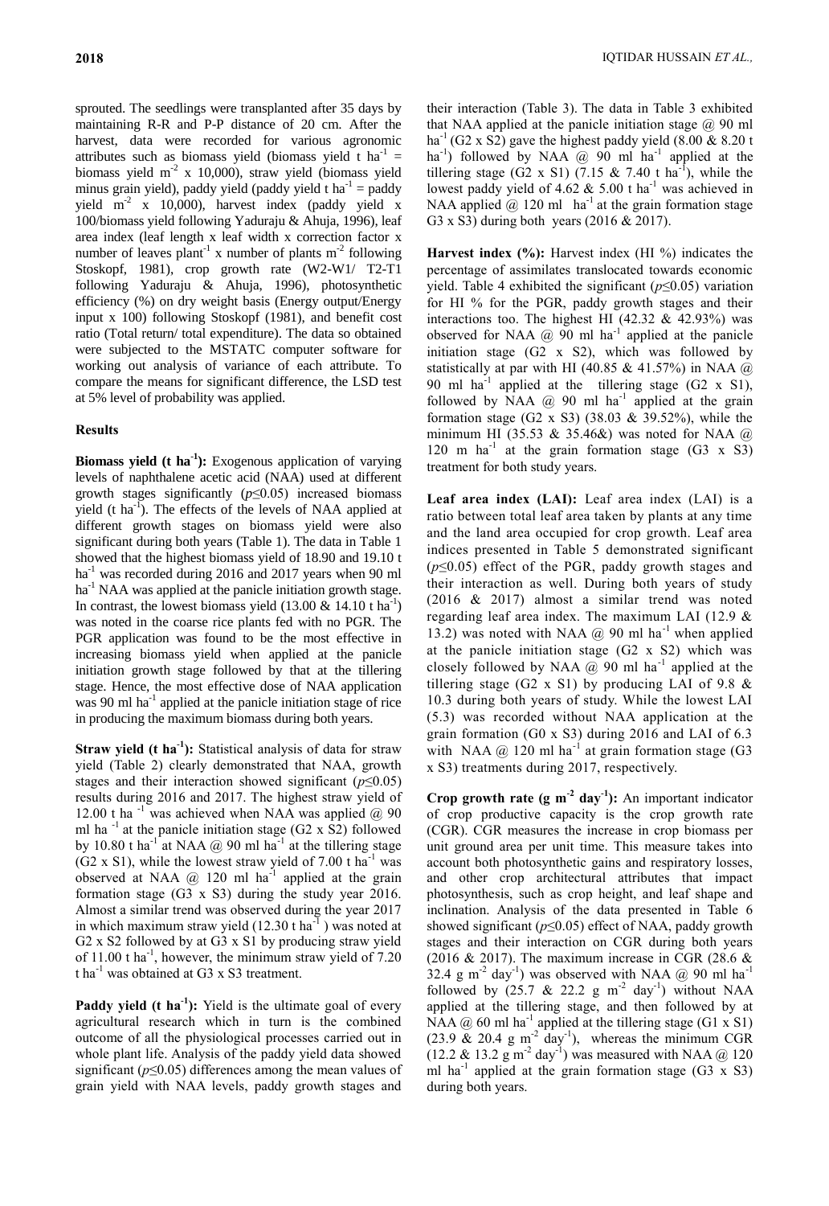sprouted. The seedlings were transplanted after 35 days by maintaining R-R and P-P distance of 20 cm. After the harvest, data were recorded for various agronomic attributes such as biomass yield (biomass yield t $ha^{-1}$ = biomass yield $m^{-2}$ x 10,000), straw yield (biomass yield minus grain yield), paddy yield (paddy yield t $ha^{-1}$ = paddy yield $m^{-2}$ x 10,000), harvest index (paddy yield x 100/biomass yield following Yaduraju & Ahuja, 1996), leaf area index (leaf length x leaf width x correction factor x number of leaves $plant^{-1}$ x number of plants $m^{-2}$ following Stoskopf, 1981), crop growth rate (W2-W1/ T2-T1 following Yaduraju & Ahuja, 1996), photosynthetic efficiency (%) on dry weight basis (Energy output/Energy input x 100) following Stoskopf (1981), and benefit cost ratio (Total return/ total expenditure). The data so obtained were subjected to the MSTATC computer software for working out analysis of variance of each attribute. To compare the means for significant difference, the LSD test at 5% level of probability was applied.

## Results

**Biomass yield (t $ha^{-1}$):** Exogenous application of varying levels of naphthalene acetic acid (NAA) used at different growth stages significantly ($p \le 0.05$) increased biomass yield (t $ha^{-1}$). The effects of the levels of NAA applied at different growth stages on biomass yield were also significant during both years (Table 1). The data in Table 1 showed that the highest biomass yield of 18.90 and 19.10 t $ha^{-1}$ was recorded during 2016 and 2017 years when 90 ml $ha^{-1}$ NAA was applied at the panicle initiation growth stage. In contrast, the lowest biomass yield (13.00 & 14.10 t $ha^{-1}$) was noted in the coarse rice plants fed with no PGR. The PGR application was found to be the most effective in increasing biomass yield when applied at the panicle initiation growth stage followed by that at the tillering stage. Hence, the most effective dose of NAA application was 90 ml $ha^{-1}$ applied at the panicle initiation stage of rice in producing the maximum biomass during both years.

**Straw yield (t $ha^{-1}$):** Statistical analysis of data for straw yield (Table 2) clearly demonstrated that NAA, growth stages and their interaction showed significant ($p \le 0.05$) results during 2016 and 2017. The highest straw yield of 12.00 t $ha^{-1}$ was achieved when NAA was applied @ 90 ml $ha^{-1}$ at the panicle initiation stage (G2 x S2) followed by 10.80 t $ha^{-1}$ at NAA @ 90 ml $ha^{-1}$ at the tillering stage (G2 x S1), while the lowest straw yield of 7.00 t $ha^{-1}$ was observed at NAA @ 120 ml $ha^{-1}$ applied at the grain formation stage (G3 x S3) during the study year 2016. Almost a similar trend was observed during the year 2017 in which maximum straw yield (12.30 t $ha^{-1}$ ) was noted at G2 x S2 followed by at G3 x S1 by producing straw yield of 11.00 t $ha^{-1}$, however, the minimum straw yield of 7.20 t $ha^{-1}$ was obtained at G3 x S3 treatment.

**Paddy yield (t $ha^{-1}$):** Yield is the ultimate goal of every agricultural research which in turn is the combined outcome of all the physiological processes carried out in whole plant life. Analysis of the paddy yield data showed significant ($p \le 0.05$) differences among the mean values of grain yield with NAA levels, paddy growth stages and their interaction (Table 3). The data in Table 3 exhibited that NAA applied at the panicle initiation stage @ 90 ml $ha^{-1}$ (G2 x S2) gave the highest paddy yield (8.00 & 8.20 t $ha^{-1}$) followed by NAA @ 90 ml $ha^{-1}$ applied at the tillering stage (G2 x S1) (7.15 & 7.40 t $ha^{-1}$), while the lowest paddy yield of 4.62 & 5.00 t $ha^{-1}$ was achieved in NAA applied @ 120 ml $ha^{-1}$ at the grain formation stage G3 x S3) during both years (2016 & 2017).

**Harvest index (%):** Harvest index (HI %) indicates the percentage of assimilates translocated towards economic yield. Table 4 exhibited the significant ($p \le 0.05$) variation for HI % for the PGR, paddy growth stages and their interactions too. The highest HI (42.32 & 42.93%) was observed for NAA @ 90 ml $ha^{-1}$ applied at the panicle initiation stage (G2 x S2), which was followed by statistically at par with HI (40.85 & 41.57%) in NAA @ 90 ml $ha^{-1}$ applied at the tillering stage (G2 x S1), followed by NAA @ 90 ml $ha^{-1}$ applied at the grain formation stage (G2 x S3) (38.03 & 39.52%), while the minimum HI (35.53 & 35.46&) was noted for NAA @ 120 m $ha^{-1}$ at the grain formation stage (G3 x S3) treatment for both study years.

**Leaf area index (LAI):** Leaf area index (LAI) is a ratio between total leaf area taken by plants at any time and the land area occupied for crop growth. Leaf area indices presented in Table 5 demonstrated significant ($p \le 0.05$) effect of the PGR, paddy growth stages and their interaction as well. During both years of study (2016 & 2017) almost a similar trend was noted regarding leaf area index. The maximum LAI (12.9 & 13.2) was noted with NAA @ 90 ml $ha^{-1}$ when applied at the panicle initiation stage (G2 x S2) which was closely followed by NAA @ 90 ml $ha^{-1}$ applied at the tillering stage (G2 x S1) by producing LAI of 9.8 & 10.3 during both years of study. While the lowest LAI (5.3) was recorded without NAA application at the grain formation (G0 x S3) during 2016 and LAI of 6.3 with NAA @ 120 ml $ha^{-1}$ at grain formation stage (G3 x S3) treatments during 2017, respectively.

**Crop growth rate (g $m^{-2}$ $day^{-1}$):** An important indicator of crop productive capacity is the crop growth rate (CGR). CGR measures the increase in crop biomass per unit ground area per unit time. This measure takes into account both photosynthetic gains and respiratory losses, and other crop architectural attributes that impact photosynthesis, such as crop height, and leaf shape and inclination. Analysis of the data presented in Table 6 showed significant ($p \le 0.05$) effect of NAA, paddy growth stages and their interaction on CGR during both years (2016 & 2017). The maximum increase in CGR (28.6 & 32.4 g $m^{-2}$ $day^{-1}$) was observed with NAA @ 90 ml $ha^{-1}$ followed by (25.7 & 22.2 g $m^{-2}$ $day^{-1}$) without NAA applied at the tillering stage, and then followed by at NAA @ 60 ml $ha^{-1}$ applied at the tillering stage (G1 x S1) (23.9 & 20.4 g $m^{-2}$ $day^{-1}$), whereas the minimum CGR (12.2 & 13.2 g $m^{-2}$ $day^{-1}$) was measured with NAA @ 120 ml $ha^{-1}$ applied at the grain formation stage (G3 x S3) during both years.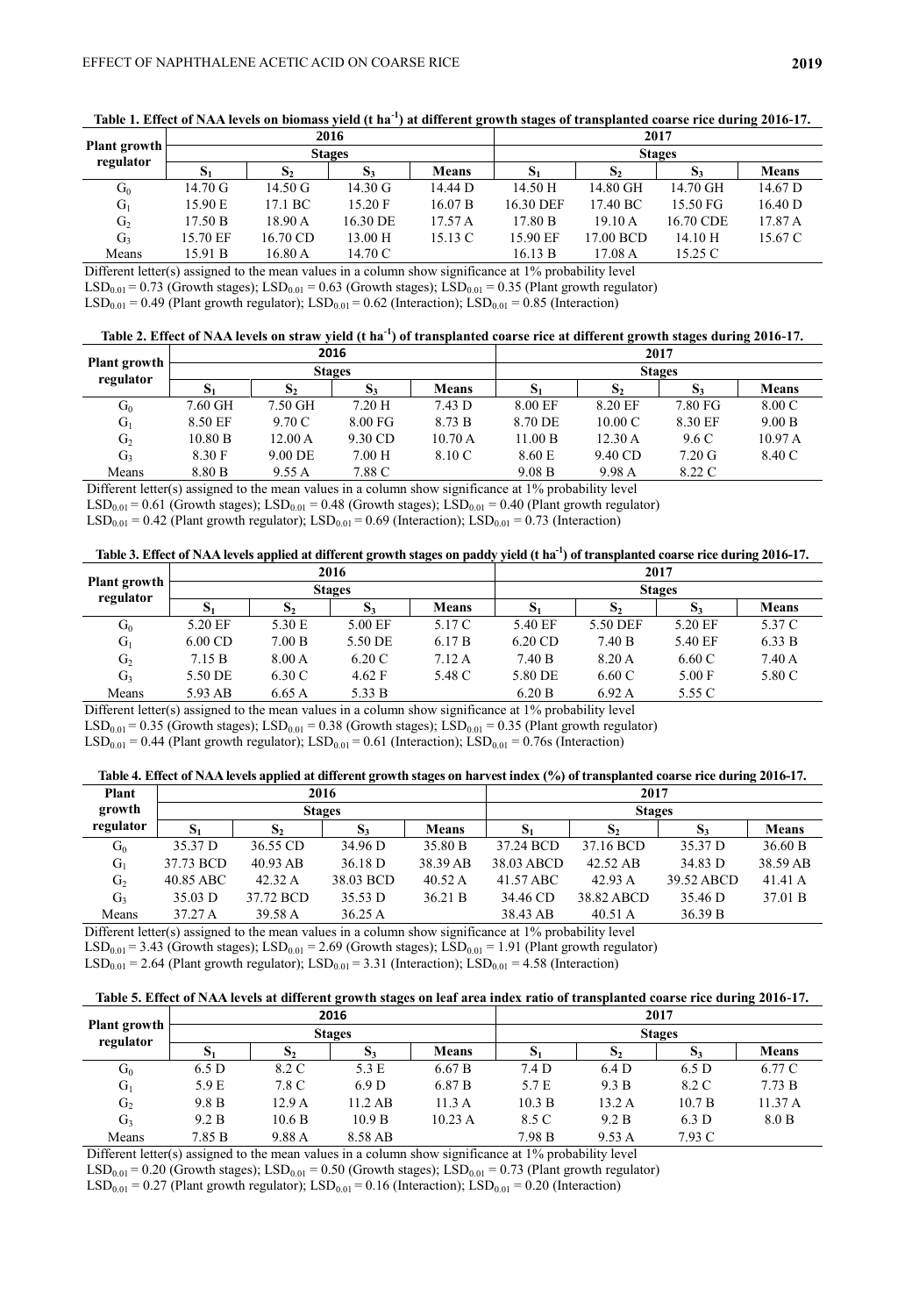**Table 1. Effect of NAA levels on biomass yield (t $ha^{-1}$) at different growth stages of transplanted coarse rice during 2016-17.**

| Plant growth regulator | 2016 | | | | 2017 | | | |
|---|---|---|---|---|---|---|---|---|
| | Stages | | | | Stages | | | |
| | $S_1$ | $S_2$ | $S_3$ | Means | $S_1$ | $S_2$ | $S_3$ | Means |
| $G_0$ | 14.70 G | 14.50 G | 14.30 G | 14.44 D | 14.50 H | 14.80 GH | 14.70 GH | 14.67 D |
| $G_1$ | 15.90 E | 17.1 BC | 15.20 F | 16.07 B | 16.30 DEF | 17.40 BC | 15.50 FG | 16.40 D |
| $G_2$ | 17.50 B | 18.90 A | 16.30 DE | 17.57 A | 17.80 B | 19.10 A | 16.70 CDE | 17.87 A |
| $G_3$ | 15.70 EF | 16.70 CD | 13.00 H | 15.13 C | 15.90 EF | 17.00 BCD | 14.10 H | 15.67 C |
| Means | 15.91 B | 16.80 A | 14.70 C | | 16.13 B | 17.08 A | 15.25 C | |

Different letter(s) assigned to the mean values in a column show significance at 1% probability level

$LSD_{0.01}$ = 0.73 (Growth stages); $LSD_{0.01}$ = 0.63 (Growth stages); $LSD_{0.01}$ = 0.35 (Plant growth regulator)

$LSD_{0.01}$ = 0.49 (Plant growth regulator); $LSD_{0.01}$ = 0.62 (Interaction); $LSD_{0.01}$ = 0.85 (Interaction)

**Table 2. Effect of NAA levels on straw yield (t $ha^{-1}$) of transplanted coarse rice at different growth stages during 2016-17.**

| Plant growth regulator | 2016 | | | | 2017 | | | |
|---|---|---|---|---|---|---|---|---|
| | Stages | | | | Stages | | | |
| | $S_1$ | $S_2$ | $S_3$ | Means | $S_1$ | $S_2$ | $S_3$ | Means |
| $G_0$ | 7.60 GH | 7.50 GH | 7.20 H | 7.43 D | 8.00 EF | 8.20 EF | 7.80 FG | 8.00 C |
| $G_1$ | 8.50 EF | 9.70 C | 8.00 FG | 8.73 B | 8.70 DE | 10.00 C | 8.30 EF | 9.00 B |
| $G_2$ | 10.80 B | 12.00 A | 9.30 CD | 10.70 A | 11.00 B | 12.30 A | 9.6 C | 10.97 A |
| $G_3$ | 8.30 F | 9.00 DE | 7.00 H | 8.10 C | 8.60 E | 9.40 CD | 7.20 G | 8.40 C |
| Means | 8.80 B | 9.55 A | 7.88 C | | 9.08 B | 9.98 A | 8.22 C | |

Different letter(s) assigned to the mean values in a column show significance at 1% probability level

$LSD_{0.01}$ = 0.61 (Growth stages); $LSD_{0.01}$ = 0.48 (Growth stages); $LSD_{0.01}$ = 0.40 (Plant growth regulator)

$LSD_{0.01}$ = 0.42 (Plant growth regulator); $LSD_{0.01}$ = 0.69 (Interaction); $LSD_{0.01}$ = 0.73 (Interaction)

**Table 3. Effect of NAA levels applied at different growth stages on paddy yield (t $ha^{-1}$) of transplanted coarse rice during 2016-17.**

| Plant growth regulator | 2016 | | | | 2017 | | | |
|---|---|---|---|---|---|---|---|---|
| | Stages | | | | Stages | | | |
| | $S_1$ | $S_2$ | $S_3$ | Means | $S_1$ | $S_2$ | $S_3$ | Means |
| $G_0$ | 5.20 EF | 5.30 E | 5.00 EF | 5.17 C | 5.40 EF | 5.50 DEF | 5.20 EF | 5.37 C |
| $G_1$ | 6.00 CD | 7.00 B | 5.50 DE | 6.17 B | 6.20 CD | 7.40 B | 5.40 EF | 6.33 B |
| $G_2$ | 7.15 B | 8.00 A | 6.20 C | 7.12 A | 7.40 B | 8.20 A | 6.60 C | 7.40 A |
| $G_3$ | 5.50 DE | 6.30 C | 4.62 F | 5.48 C | 5.80 DE | 6.60 C | 5.00 F | 5.80 C |
| Means | 5.93 AB | 6.65 A | 5.33 B | | 6.20 B | 6.92 A | 5.55 C | |

Different letter(s) assigned to the mean values in a column show significance at 1% probability level

$LSD_{0.01}$ = 0.35 (Growth stages); $LSD_{0.01}$ = 0.38 (Growth stages); $LSD_{0.01}$ = 0.35 (Plant growth regulator)

$LSD_{0.01}$ = 0.44 (Plant growth regulator); $LSD_{0.01}$ = 0.61 (Interaction); $LSD_{0.01}$ = 0.76s (Interaction)

**Table 4. Effect of NAA levels applied at different growth stages on harvest index (%) of transplanted coarse rice during 2016-17.**

| Plant growth regulator | 2016 | | | | 2017 | | | |
|---|---|---|---|---|---|---|---|---|
| | Stages | | | | Stages | | | |
| | $S_1$ | $S_2$ | $S_3$ | Means | $S_1$ | $S_2$ | $S_3$ | Means |
| $G_0$ | 35.37 D | 36.55 CD | 34.96 D | 35.80 B | 37.24 BCD | 37.16 BCD | 35.37 D | 36.60 B |
| $G_1$ | 37.73 BCD | 40.93 AB | 36.18 D | 38.39 AB | 38.03 ABCD | 42.52 AB | 34.83 D | 38.59 AB |
| $G_2$ | 40.85 ABC | 42.32 A | 38.03 BCD | 40.52 A | 41.57 ABC | 42.93 A | 39.52 ABCD | 41.41 A |
| $G_3$ | 35.03 D | 37.72 BCD | 35.53 D | 36.21 B | 34.46 CD | 38.82 ABCD | 35.46 D | 37.01 B |
| Means | 37.27 A | 39.58 A | 36.25 A | | 38.43 AB | 40.51 A | 36.39 B | |

Different letter(s) assigned to the mean values in a column show significance at 1% probability level

$LSD_{0.01}$ = 3.43 (Growth stages); $LSD_{0.01}$ = 2.69 (Growth stages); $LSD_{0.01}$ = 1.91 (Plant growth regulator)

$LSD_{0.01}$ = 2.64 (Plant growth regulator); $LSD_{0.01}$ = 3.31 (Interaction); $LSD_{0.01}$ = 4.58 (Interaction)

**Table 5. Effect of NAA levels at different growth stages on leaf area index ratio of transplanted coarse rice during 2016-17.**

| Plant growth regulator | 2016 | | | | 2017 | | | |
|---|---|---|---|---|---|---|---|---|
| | Stages | | | | Stages | | | |
| | $S_1$ | $S_2$ | $S_3$ | Means | $S_1$ | $S_2$ | $S_3$ | Means |
| $G_0$ | 6.5 D | 8.2 C | 5.3 E | 6.67 B | 7.4 D | 6.4 D | 6.5 D | 6.77 C |
| $G_1$ | 5.9 E | 7.8 C | 6.9 D | 6.87 B | 5.7 E | 9.3 B | 8.2 C | 7.73 B |
| $G_2$ | 9.8 B | 12.9 A | 11.2 AB | 11.3 A | 10.3 B | 13.2 A | 10.7 B | 11.37 A |
| $G_3$ | 9.2 B | 10.6 B | 10.9 B | 10.23 A | 8.5 C | 9.2 B | 6.3 D | 8.0 B |
| Means | 7.85 B | 9.88 A | 8.58 AB | | 7.98 B | 9.53 A | 7.93 C | |

Different letter(s) assigned to the mean values in a column show significance at 1% probability level

$LSD_{0.01}$ = 0.20 (Growth stages); $LSD_{0.01}$ = 0.50 (Growth stages); $LSD_{0.01}$ = 0.73 (Plant growth regulator)

$LSD_{0.01}$ = 0.27 (Plant growth regulator); $LSD_{0.01}$ = 0.16 (Interaction); $LSD_{0.01}$ = 0.20 (Interaction)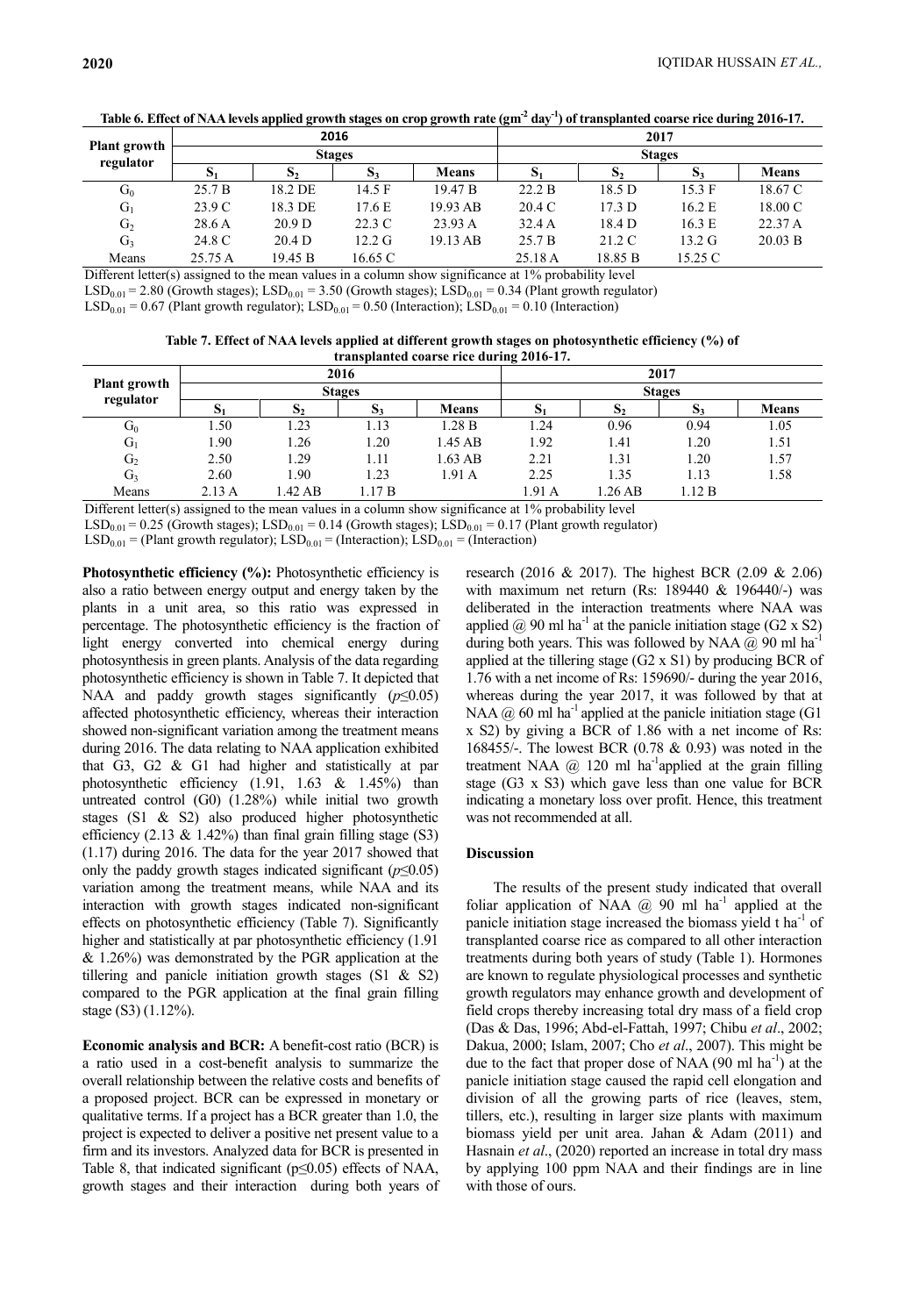**Table 6. Effect of NAA levels applied growth stages on crop growth rate ($gm^{-2}$ $day^{-1}$) of transplanted coarse rice during 2016-17.**

| Plant growth regulator | 2016 | | | | 2017 | | | |
|---|---|---|---|---|---|---|---|---|
| | Stages | | | | Stages | | | |
| | $S_1$ | $S_2$ | $S_3$ | Means | $S_1$ | $S_2$ | $S_3$ | Means |
| $G_0$ | 25.7 B | 18.2 DE | 14.5 F | 19.47 B | 22.2 B | 18.5 D | 15.3 F | 18.67 C |
| $G_1$ | 23.9 C | 18.3 DE | 17.6 E | 19.93 AB | 20.4 C | 17.3 D | 16.2 E | 18.00 C |
| $G_2$ | 28.6 A | 20.9 D | 22.3 C | 23.93 A | 32.4 A | 18.4 D | 16.3 E | 22.37 A |
| $G_3$ | 24.8 C | 20.4 D | 12.2 G | 19.13 AB | 25.7 B | 21.2 C | 13.2 G | 20.03 B |
| Means | 25.75 A | 19.45 B | 16.65 C | | 25.18 A | 18.85 B | 15.25 C | |

Different letter(s) assigned to the mean values in a column show significance at 1% probability level

$LSD_{0.01}$ = 2.80 (Growth stages); $LSD_{0.01}$ = 3.50 (Growth stages); $LSD_{0.01}$ = 0.34 (Plant growth regulator)

$LSD_{0.01}$ = 0.67 (Plant growth regulator); $LSD_{0.01}$ = 0.50 (Interaction); $LSD_{0.01}$ = 0.10 (Interaction)

**Table 7. Effect of NAA levels applied at different growth stages on photosynthetic efficiency (%) of transplanted coarse rice during 2016-17.**

| Plant growth regulator | 2016 | | | | 2017 | | | |
|---|---|---|---|---|---|---|---|---|
| | Stages | | | | Stages | | | |
| | $S_1$ | $S_2$ | $S_3$ | Means | $S_1$ | $S_2$ | $S_3$ | Means |
| $G_0$ | 1.50 | 1.23 | 1.13 | 1.28 B | 1.24 | 0.96 | 0.94 | 1.05 |
| $G_1$ | 1.90 | 1.26 | 1.20 | 1.45 AB | 1.92 | 1.41 | 1.20 | 1.51 |
| $G_2$ | 2.50 | 1.29 | 1.11 | 1.63 AB | 2.21 | 1.31 | 1.20 | 1.57 |
| $G_3$ | 2.60 | 1.90 | 1.23 | 1.91 A | 2.25 | 1.35 | 1.13 | 1.58 |
| Means | 2.13 A | 1.42 AB | 1.17 B | | 1.91 A | 1.26 AB | 1.12 B | |

Different letter(s) assigned to the mean values in a column show significance at 1% probability level

$LSD_{0.01}$ = 0.25 (Growth stages); $LSD_{0.01}$ = 0.14 (Growth stages); $LSD_{0.01}$ = 0.17 (Plant growth regulator)

$LSD_{0.01}$ = (Plant growth regulator); $LSD_{0.01}$ = (Interaction); $LSD_{0.01}$ = (Interaction)

**Photosynthetic efficiency (%):** Photosynthetic efficiency is also a ratio between energy output and energy taken by the plants in a unit area, so this ratio was expressed in percentage. The photosynthetic efficiency is the fraction of light energy converted into chemical energy during photosynthesis in green plants. Analysis of the data regarding photosynthetic efficiency is shown in Table 7. It depicted that NAA and paddy growth stages significantly ($p\leq0.05$) affected photosynthetic efficiency, whereas their interaction showed non-significant variation among the treatment means during 2016. The data relating to NAA application exhibited that G3, G2 & G1 had higher and statistically at par photosynthetic efficiency (1.91, 1.63 & 1.45%) than untreated control (G0) (1.28%) while initial two growth stages (S1 & S2) also produced higher photosynthetic efficiency (2.13 & 1.42%) than final grain filling stage (S3) (1.17) during 2016. The data for the year 2017 showed that only the paddy growth stages indicated significant ($p\leq0.05$) variation among the treatment means, while NAA and its interaction with growth stages indicated non-significant effects on photosynthetic efficiency (Table 7). Significantly higher and statistically at par photosynthetic efficiency (1.91 & 1.26%) was demonstrated by the PGR application at the tillering and panicle initiation growth stages (S1 & S2) compared to the PGR application at the final grain filling stage (S3) (1.12%).

**Economic analysis and BCR:** A benefit-cost ratio (BCR) is a ratio used in a cost-benefit analysis to summarize the overall relationship between the relative costs and benefits of a proposed project. BCR can be expressed in monetary or qualitative terms. If a project has a BCR greater than 1.0, the project is expected to deliver a positive net present value to a firm and its investors. Analyzed data for BCR is presented in Table 8, that indicated significant ($p\leq0.05$) effects of NAA, growth stages and their interaction during both years of research (2016 & 2017). The highest BCR (2.09 & 2.06) with maximum net return (Rs: 189440 & 196440/-) was deliberated in the interaction treatments where NAA was applied @ 90 ml $ha^{-1}$ at the panicle initiation stage (G2 x S2) during both years. This was followed by NAA @ 90 ml $ha^{-1}$ applied at the tillering stage (G2 x S1) by producing BCR of 1.76 with a net income of Rs: 159690/- during the year 2016, whereas during the year 2017, it was followed by that at NAA @ 60 ml $ha^{-1}$ applied at the panicle initiation stage (G1 x S2) by giving a BCR of 1.86 with a net income of Rs: 168455/-. The lowest BCR (0.78 & 0.93) was noted in the treatment NAA @ 120 ml $ha^{-1}$applied at the grain filling stage (G3 x S3) which gave less than one value for BCR indicating a monetary loss over profit. Hence, this treatment was not recommended at all.

## Discussion

The results of the present study indicated that overall foliar application of NAA @ 90 ml $ha^{-1}$ applied at the panicle initiation stage increased the biomass yield t $ha^{-1}$ of transplanted coarse rice as compared to all other interaction treatments during both years of study (Table 1). Hormones are known to regulate physiological processes and synthetic growth regulators may enhance growth and development of field crops thereby increasing total dry mass of a field crop (Das & Das, 1996; Abd-el-Fattah, 1997; Chibu *et al*., 2002; Dakua, 2000; Islam, 2007; Cho *et al*., 2007). This might be due to the fact that proper dose of NAA (90 ml $ha^{-1}$) at the panicle initiation stage caused the rapid cell elongation and division of all the growing parts of rice (leaves, stem, tillers, etc.), resulting in larger size plants with maximum biomass yield per unit area. Jahan & Adam (2011) and Hasnain *et al*., (2020) reported an increase in total dry mass by applying 100 ppm NAA and their findings are in line with those of ours.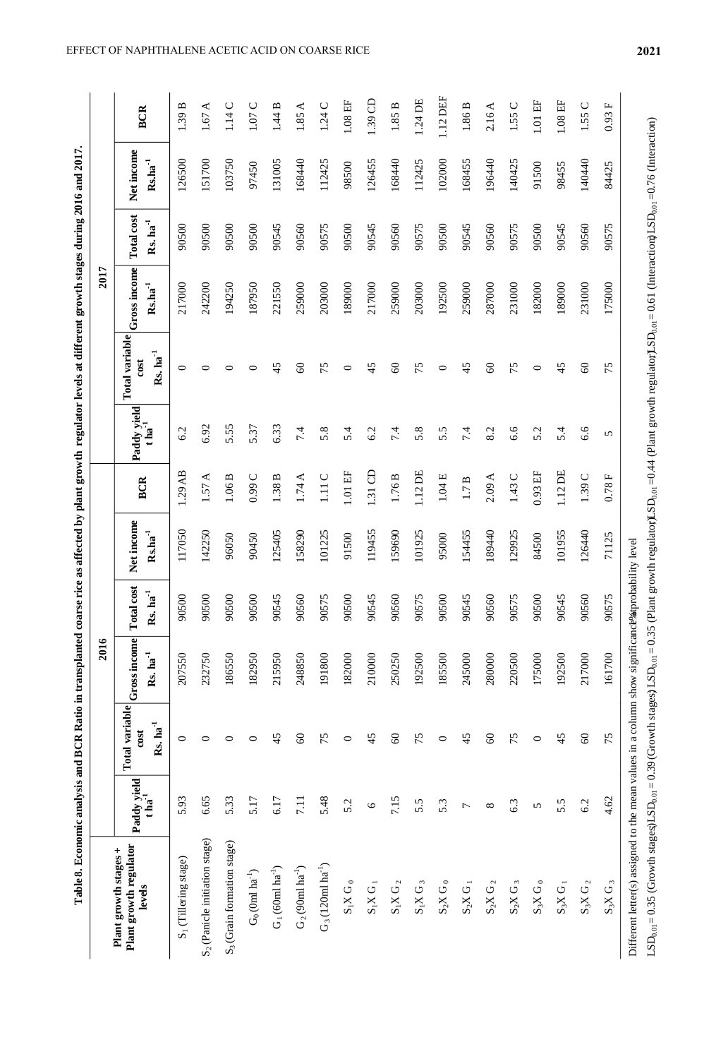**Table 8. Economic analysis and BCR Ratio in transplanted coarse rice as affected by plant growth regulator levels at different growth stages during 2016 and 2017.**

| Plant growth stages + Plant growth regulator levels | 2016 | | | | | | 2017 | | | | | |
|---|---|---|---|---|---|---|---|---|---|---|---|---|
| | Paddy yield t $ha^{-1}$ | Total variable cost Rs. $ha^{-1}$ | Gross income Rs. $ha^{-1}$ | Total cost Rs. $ha^{-1}$ | Net income Rs.$ha^{-1}$ | BCR | Paddy yield t $ha^{-1}$ | Total variable cost Rs. $ha^{-1}$ | Gross income Rs.$ha^{-1}$ | Total cost Rs. $ha^{-1}$ | Net income Rs.$ha^{-1}$ | BCR |
| $S_1$ (Tillering stage) | 5.93 | 0 | 207550 | 90500 | 117050 | 1.29 AB | 6.2 | 0 | 217000 | 90500 | 126500 | 1.39 B |
| $S_2$ (Panicle initiation stage) | 6.65 | 0 | 232750 | 90500 | 142250 | 1.57 A | 6.92 | 0 | 242200 | 90500 | 151700 | 1.67 A |
| $S_3$ (Grain formation stage) | 5.33 | 0 | 186550 | 90500 | 96050 | 1.06 B | 5.55 | 0 | 194250 | 90500 | 103750 | 1.14 C |
| $G_0$ (0ml $ha^{-1}$) | 5.17 | 0 | 182950 | 90500 | 90450 | 0.99 C | 5.37 | 0 | 187950 | 90500 | 97450 | 1.07 C |
| $G_1$ (60ml $ha^{-1}$) | 6.17 | 45 | 215950 | 90545 | 125405 | 1.38 B | 6.33 | 45 | 221550 | 90545 | 131005 | 1.44 B |
| $G_2$ (90ml $ha^{-1}$) | 7.11 | 60 | 248850 | 90560 | 158290 | 1.74 A | 7.4 | 60 | 259000 | 90560 | 168440 | 1.85 A |
| $G_3$ (120ml $ha^{-1}$) | 5.48 | 75 | 191800 | 90575 | 101225 | 1.11 C | 5.8 | 75 | 203000 | 90575 | 112425 | 1.24 C |
| $S_1XG_0$ | 5.2 | 0 | 182000 | 90500 | 91500 | 1.01 EF | 5.4 | 0 | 189000 | 90500 | 98500 | 1.08 EF |
| $S_1XG_1$ | 6 | 45 | 210000 | 90545 | 119455 | 1.31 CD | 6.2 | 45 | 217000 | 90545 | 126455 | 1.39 CD |
| $S_1XG_2$ | 7.15 | 60 | 250250 | 90560 | 159690 | 1.76 B | 7.4 | 60 | 259000 | 90560 | 168440 | 1.85 B |
| $S_1XG_3$ | 5.5 | 75 | 192500 | 90575 | 101925 | 1.12 DE | 5.8 | 75 | 203000 | 90575 | 112425 | 1.24 DE |
| $S_2XG_0$ | 5.3 | 0 | 185500 | 90500 | 95000 | 1.04 E | 5.5 | 0 | 192500 | 90500 | 102000 | 1.12 DEF |
| $S_2XG_1$ | 7 | 45 | 245000 | 90545 | 154455 | 1.7 B | 7.4 | 45 | 259000 | 90545 | 168455 | 1.86 B |
| $S_2XG_2$ | 8 | 60 | 280000 | 90560 | 189440 | 2.09 A | 8.2 | 60 | 287000 | 90560 | 196440 | 2.16 A |
| $S_2XG_3$ | 6.3 | 75 | 220500 | 90575 | 129925 | 1.43 C | 6.6 | 75 | 231000 | 90575 | 140425 | 1.55 C |
| $S_3XG_0$ | 5 | 0 | 175000 | 90500 | 84500 | 0.93 EF | 5.2 | 0 | 182000 | 90500 | 91500 | 1.01 EF |
| $S_3XG_1$ | 5.5 | 45 | 192500 | 90545 | 101955 | 1.12 DE | 5.4 | 45 | 189000 | 90545 | 98455 | 1.08 EF |
| $S_3XG_2$ | 6.2 | 60 | 217000 | 90560 | 126440 | 1.39 C | 6.6 | 60 | 231000 | 90560 | 140440 | 1.55 C |
| $S_3XG_3$ | 4.62 | 75 | 161700 | 90575 | 71125 | 0.78 F | 5 | 75 | 175000 | 90575 | 84425 | 0.93 F |

Different letter(s) assigned to the mean values in a column show significance at 1% probability level

$LSD_{0.01}$ = 0.35 (Growth stages), $LSD_{0.01}$ = 0.39 (Growth stages), $LSD_{0.01}$ = 0.35 (Plant growth regulator), $LSD_{0.01}$ =0.44 (Plant growth regulator), $LSD_{0.01}$ = 0.61 (Interaction), $LSD_{0.01}$ =0.76 (Interaction)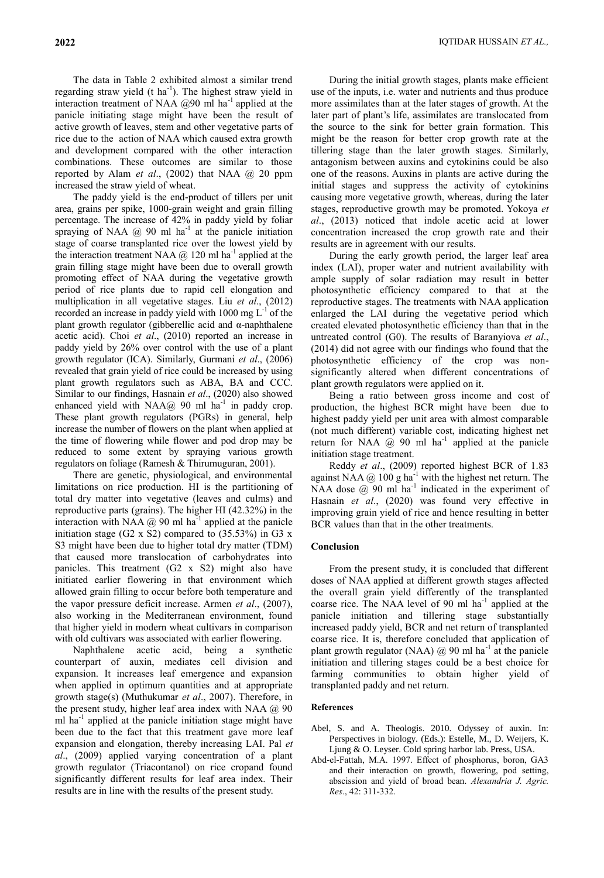The data in Table 2 exhibited almost a similar trend regarding straw yield (t ha$^{-1}$). The highest straw yield in interaction treatment of NAA @90 ml ha$^{-1}$ applied at the panicle initiating stage might have been the result of active growth of leaves, stem and other vegetative parts of rice due to the action of NAA which caused extra growth and development compared with the other interaction combinations. These outcomes are similar to those reported by Alam *et al*., (2002) that NAA @ 20 ppm increased the straw yield of wheat.

The paddy yield is the end-product of tillers per unit area, grains per spike, 1000-grain weight and grain filling percentage. The increase of 42% in paddy yield by foliar spraying of NAA @ 90 ml ha$^{-1}$ at the panicle initiation stage of coarse transplanted rice over the lowest yield by the interaction treatment NAA @ 120 ml ha$^{-1}$ applied at the grain filling stage might have been due to overall growth promoting effect of NAA during the vegetative growth period of rice plants due to rapid cell elongation and multiplication in all vegetative stages. Liu *et al*., (2012) recorded an increase in paddy yield with 1000 mg L$^{-1}$ of the plant growth regulator (gibberellic acid and α-naphthalene acetic acid). Choi *et al*., (2010) reported an increase in paddy yield by 26% over control with the use of a plant growth regulator (ICA). Similarly, Gurmani *et al*., (2006) revealed that grain yield of rice could be increased by using plant growth regulators such as ABA, BA and CCC. Similar to our findings, Hasnain *et al*., (2020) also showed enhanced yield with NAA@ 90 ml ha$^{-1}$ in paddy crop. These plant growth regulators (PGRs) in general, help increase the number of flowers on the plant when applied at the time of flowering while flower and pod drop may be reduced to some extent by spraying various growth regulators on foliage (Ramesh & Thirumuguran, 2001).

There are genetic, physiological, and environmental limitations on rice production. HI is the partitioning of total dry matter into vegetative (leaves and culms) and reproductive parts (grains). The higher HI (42.32%) in the interaction with NAA @ 90 ml ha$^{-1}$ applied at the panicle initiation stage (G2 x S2) compared to (35.53%) in G3 x S3 might have been due to higher total dry matter (TDM) that caused more translocation of carbohydrates into panicles. This treatment (G2 x S2) might also have initiated earlier flowering in that environment which allowed grain filling to occur before both temperature and the vapor pressure deficit increase. Armen *et al*., (2007), also working in the Mediterranean environment, found that higher yield in modern wheat cultivars in comparison with old cultivars was associated with earlier flowering.

Naphthalene acetic acid, being a synthetic counterpart of auxin, mediates cell division and expansion. It increases leaf emergence and expansion when applied in optimum quantities and at appropriate growth stage(s) (Muthukumar *et al*., 2007). Therefore, in the present study, higher leaf area index with NAA @ 90 ml ha$^{-1}$ applied at the panicle initiation stage might have been due to the fact that this treatment gave more leaf expansion and elongation, thereby increasing LAI. Pal *et al*., (2009) applied varying concentration of a plant growth regulator (Triacontanol) on rice cropand found significantly different results for leaf area index. Their results are in line with the results of the present study.

During the initial growth stages, plants make efficient use of the inputs, i.e. water and nutrients and thus produce more assimilates than at the later stages of growth. At the later part of plant's life, assimilates are translocated from the source to the sink for better grain formation. This might be the reason for better crop growth rate at the tillering stage than the later growth stages. Similarly, antagonism between auxins and cytokinins could be also one of the reasons. Auxins in plants are active during the initial stages and suppress the activity of cytokinins causing more vegetative growth, whereas, during the later stages, reproductive growth may be promoted. Yokoya *et al*., (2013) noticed that indole acetic acid at lower concentration increased the crop growth rate and their results are in agreement with our results.

During the early growth period, the larger leaf area index (LAI), proper water and nutrient availability with ample supply of solar radiation may result in better photosynthetic efficiency compared to that at the reproductive stages. The treatments with NAA application enlarged the LAI during the vegetative period which created elevated photosynthetic efficiency than that in the untreated control (G0). The results of Baranyiova *et al*., (2014) did not agree with our findings who found that the photosynthetic efficiency of the crop was non-significantly altered when different concentrations of plant growth regulators were applied on it.

Being a ratio between gross income and cost of production, the highest BCR might have been due to highest paddy yield per unit area with almost comparable (not much different) variable cost, indicating highest net return for NAA @ 90 ml ha$^{-1}$ applied at the panicle initiation stage treatment.

Reddy *et al*., (2009) reported highest BCR of 1.83 against NAA @ 100 g ha$^{-1}$ with the highest net return. The NAA dose @ 90 ml ha$^{-1}$ indicated in the experiment of Hasnain *et al*., (2020) was found very effective in improving grain yield of rice and hence resulting in better BCR values than that in the other treatments.

## Conclusion

From the present study, it is concluded that different doses of NAA applied at different growth stages affected the overall grain yield differently of the transplanted coarse rice. The NAA level of 90 ml ha$^{-1}$ applied at the panicle initiation and tillering stage substantially increased paddy yield, BCR and net return of transplanted coarse rice. It is, therefore concluded that application of plant growth regulator (NAA) @ 90 ml ha$^{-1}$ at the panicle initiation and tillering stages could be a best choice for farming communities to obtain higher yield of transplanted paddy and net return.

## References

Abel, S. and A. Theologis. 2010. Odyssey of auxin. In: Perspectives in biology. (Eds.): Estelle, M., D. Weijers, K. Ljung & O. Leyser. Cold spring harbor lab. Press, USA.

Abd-el-Fattah, M.A. 1997. Effect of phosphorus, boron, GA3 and their interaction on growth, flowering, pod setting, abscission and yield of broad bean. *Alexandria J. Agric. Res*., 42: 311-332.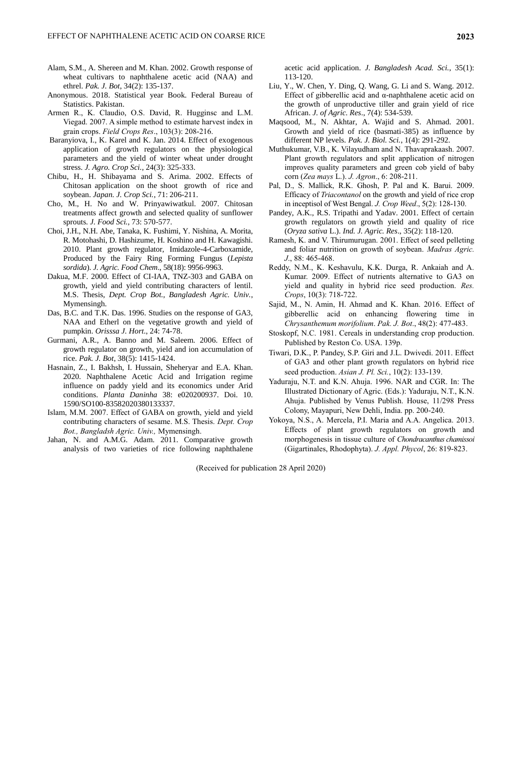Alam, S.M., A. Shereen and M. Khan. 2002. Growth response of wheat cultivars to naphthalene acetic acid (NAA) and ethrel. *Pak. J. Bot*, 34(2): 135-137.

Anonymous. 2018. Statistical year Book. Federal Bureau of Statistics. Pakistan.

Armen R., K. Claudio, O.S. David, R. Hugginsc and L.M. Viegad. 2007. A simple method to estimate harvest index in grain crops. *Field Crops Res*., 103(3): 208-216.

Baranyiova, I., K. Karel and K. Jan. 2014. Effect of exogenous application of growth regulators on the physiological parameters and the yield of winter wheat under drought stress. *J. Agro. Crop Sci.*, 24(3): 325-333.

Chibu, H., H. Shibayama and S. Arima. 2002. Effects of Chitosan application on the shoot growth of rice and soybean. *Japan. J. Crop Sci.*, 71: 206-211.

Cho, M., H. No and W. Prinyawiwatkul. 2007. Chitosan treatments affect growth and selected quality of sunflower sprouts. *J. Food Sci.*, 73: 570-577.

Choi, J.H., N.H. Abe, Tanaka, K. Fushimi, Y. Nishina, A. Morita, R. Motohashi, D. Hashizume, H. Koshino and H. Kawagishi. 2010. Plant growth regulator, Imidazole-4-Carboxamide, Produced by the Fairy Ring Forming Fungus (*Lepista sordida*). *J. Agric. Food Chem*., 58(18): 9956-9963.

Dakua, M.F. 2000. Effect of CI-IAA, TNZ-303 and GABA on growth, yield and yield contributing characters of lentil. M.S. Thesis, *Dept. Crop Bot., Bangladesh Agric. Univ.*, Mymensingh.

Das, B.C. and T.K. Das. 1996. Studies on the response of GA3, NAA and Etherl on the vegetative growth and yield of pumpkin. *Orisssa J. Hort*., 24: 74-78.

Gurmani, A.R., A. Banno and M. Saleem. 2006. Effect of growth regulator on growth, yield and ion accumulation of rice. *Pak. J. Bot*, 38(5): 1415-1424.

Hasnain, Z., I. Bakhsh, I. Hussain, Sheheryar and E.A. Khan. 2020. Naphthalene Acetic Acid and Irrigation regime influence on paddy yield and its economics under Arid conditions. *Planta Daninha* 38: e020200937. Doi. 10. 1590/SO100-83582020380133337.

Islam, M.M. 2007. Effect of GABA on growth, yield and yield contributing characters of sesame. M.S. Thesis. *Dept. Crop Bot., Bangladsh Agric. Univ.,* Mymensingh.

Jahan, N. and A.M.G. Adam. 2011. Comparative growth analysis of two varieties of rice following naphthalene acetic acid application. *J. Bangladesh Acad. Sci.,* 35(1): 113-120.

Liu, Y., W. Chen, Y. Ding, Q. Wang, G. Li and S. Wang. 2012. Effect of gibberellic acid and α-naphthalene acetic acid on the growth of unproductive tiller and grain yield of rice African. *J. of Agric. Res*., 7(4): 534-539.

Maqsood, M., N. Akhtar, A. Wajid and S. Ahmad. 2001. Growth and yield of rice (basmati-385) as influence by different NP levels. *Pak. J. Biol. Sci.*, 1(4): 291-292.

Muthukumar, V.B., K. Vilayudham and N. Thavaprakaash. 2007. Plant growth regulators and split application of nitrogen improves quality parameters and green cob yield of baby corn (*Zea mays* L.). *J. Agron*., 6: 208-211.

Pal, D., S. Mallick, R.K. Ghosh, P. Pal and K. Barui. 2009. Efficacy of *Triacontanol* on the growth and yield of rice crop in inceptisol of West Bengal. *J. Crop Weed*., 5(2): 128-130.

Pandey, A.K., R.S. Tripathi and Yadav. 2001. Effect of certain growth regulators on growth yield and quality of rice (*Oryza sativa* L.). *Ind. J. Agric. Res*., 35(2): 118-120.

Ramesh, K. and V. Thirumurugan. 2001. Effect of seed pelleting and foliar nutrition on growth of soybean. *Madras Agric. J*., 88: 465-468.

Reddy, N.M., K. Keshavulu, K.K. Durga, R. Ankaiah and A. Kumar. 2009. Effect of nutrients alternative to GA3 on yield and quality in hybrid rice seed production. *Res. Crops*, 10(3): 718-722.

Sajid, M., N. Amin, H. Ahmad and K. Khan. 2016. Effect of gibberellic acid on enhancing flowering time in *Chrysanthemum morifolium*. *Pak. J. Bot*., 48(2): 477-483.

Stoskopf, N.C. 1981. Cereals in understanding crop production. Published by Reston Co. USA. 139p.

Tiwari, D.K., P. Pandey, S.P. Giri and J.L. Dwivedi. 2011. Effect of GA3 and other plant growth regulators on hybrid rice seed production. *Asian J. Pl. Sci.*, 10(2): 133-139.

Yaduraju, N.T. and K.N. Ahuja. 1996. NAR and CGR. In: The Illustrated Dictionary of Agric. (Eds.): Yaduraju, N.T., K.N. Ahuja. Published by Venus Publish. House, 11/298 Press Colony, Mayapuri, New Dehli, India. pp. 200-240.

Yokoya, N.S., A. Mercela, P.I. Maria and A.A. Angelica. 2013. Effects of plant growth regulators on growth and morphogenesis in tissue culture of *Chondracanthus chamissoi* (Gigartinales, Rhodophyta). *J. Appl. Phycol*, 26: 819-823.

(Received for publication 28 April 2020)